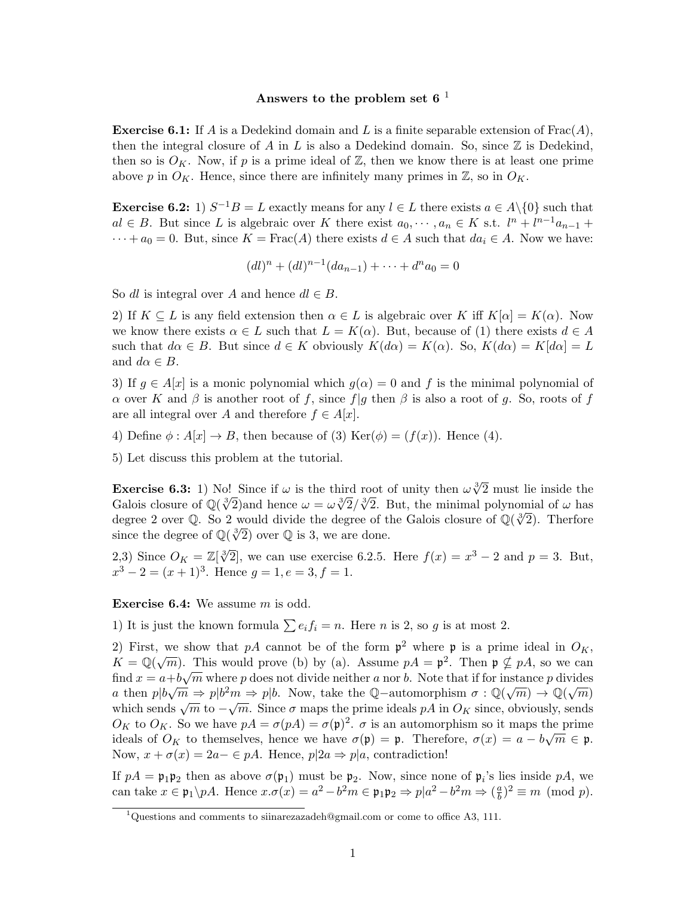**Answers to the problem set 6** [1]

**Exercise 6.1:** If $A$ is a Dedekind domain and $L$ is a finite separable extension of $\mathrm{Frac}(A)$, then the integral closure of $A$ in $L$ is also a Dedekind domain. So, since $\mathbb{Z}$ is Dedekind, then so is $O_K$. Now, if $p$ is a prime ideal of $\mathbb{Z}$, then we know there is at least one prime above $p$ in $O_K$. Hence, since there are infinitely many primes in $\mathbb{Z}$, so in $O_K$.

**Exercise 6.2:** 1) $S^{-1}B = L$ exactly means for any $l \in L$ there exists $a \in A\backslash\{0\}$ such that $al \in B$. But since $L$ is algebraic over $K$ there exist $a_0, \cdots, a_n \in K$ s.t. $l^n + l^{n-1}a_{n-1} + \cdots + a_0 = 0$. But, since $K = \mathrm{Frac}(A)$ there exists $d \in A$ such that $da_i \in A$. Now we have:

$$(dl)^n + (dl)^{n-1}(da_{n-1}) + \cdots + d^n a_0 = 0$$

So $dl$ is integral over $A$ and hence $dl \in B$.

2) If $K \subseteq L$ is any field extension then $\alpha \in L$ is algebraic over $K$ iff $K[\alpha] = K(\alpha)$. Now we know there exists $\alpha \in L$ such that $L = K(\alpha)$. But, because of (1) there exists $d \in A$ such that $d\alpha \in B$. But since $d \in K$ obviously $K(d\alpha) = K(\alpha)$. So, $K(d\alpha) = K[d\alpha] = L$ and $d\alpha \in B$.

3) If $g \in A[x]$ is a monic polynomial which $g(\alpha) = 0$ and $f$ is the minimal polynomial of $\alpha$ over $K$ and $\beta$ is another root of $f$, since $f|g$ then $\beta$ is also a root of $g$. So, roots of $f$ are all integral over $A$ and therefore $f \in A[x]$.

4) Define $\phi : A[x] \to B$, then because of (3) $\mathrm{Ker}(\phi) = (f(x))$. Hence (4).

5) Let discuss this problem at the tutorial.

**Exercise 6.3:** 1) No! Since if $\omega$ is the third root of unity then $\omega\sqrt[3]{2}$ must lie inside the Galois closure of $\mathbb{Q}(\sqrt[3]{2})$and hence $\omega = \omega\sqrt[3]{2}/\sqrt[3]{2}$. But, the minimal polynomial of $\omega$ has degree 2 over $\mathbb{Q}$. So 2 would divide the degree of the Galois closure of $\mathbb{Q}(\sqrt[3]{2})$. Therfore since the degree of $\mathbb{Q}(\sqrt[3]{2})$ over $\mathbb{Q}$ is 3, we are done.

2,3) Since $O_K = \mathbb{Z}[\sqrt[3]{2}]$, we can use exercise 6.2.5. Here $f(x) = x^3 - 2$ and $p = 3$. But, $x^3 - 2 = (x+1)^3$. Hence $g = 1, e = 3, f = 1$.

**Exercise 6.4:** We assume $m$ is odd.

1) It is just the known formula $\sum e_i f_i = n$. Here $n$ is 2, so $g$ is at most 2.

2) First, we show that $pA$ cannot be of the form $\mathfrak{p}^2$ where $\mathfrak{p}$ is a prime ideal in $O_K$, $K = \mathbb{Q}(\sqrt{m})$. This would prove (b) by (a). Assume $pA = \mathfrak{p}^2$. Then $\mathfrak{p} \nsubseteq pA$, so we can find $x = a + b\sqrt{m}$ where $p$ does not divide neither $a$ nor $b$. Note that if for instance $p$ divides $a$ then $p|b\sqrt{m} \Rightarrow p|b^2m \Rightarrow p|b$. Now, take the $\mathbb{Q}-$automorphism $\sigma : \mathbb{Q}(\sqrt{m}) \to \mathbb{Q}(\sqrt{m})$ which sends $\sqrt{m}$ to $-\sqrt{m}$. Since $\sigma$ maps the prime ideals $pA$ in $O_K$ since, obviously, sends $O_K$ to $O_K$. So we have $pA = \sigma(pA) = \sigma(\mathfrak{p})^2$. $\sigma$ is an automorphism so it maps the prime ideals of $O_K$ to themselves, hence we have $\sigma(\mathfrak{p}) = \mathfrak{p}$. Therefore, $\sigma(x) = a - b\sqrt{m} \in \mathfrak{p}$. Now, $x + \sigma(x) = 2a- \in pA$. Hence, $p|2a \Rightarrow p|a$, contradiction!

If $pA = \mathfrak{p}_1\mathfrak{p}_2$ then as above $\sigma(\mathfrak{p}_1)$ must be $\mathfrak{p}_2$. Now, since none of $\mathfrak{p}_i$'s lies inside $pA$, we can take $x \in \mathfrak{p}_1 \backslash pA$. Hence $x.\sigma(x) = a^2 - b^2m \in \mathfrak{p}_1\mathfrak{p}_2 \Rightarrow p|a^2 - b^2m \Rightarrow (\frac{a}{b})^2 \equiv m \pmod{p}$.

[1] Questions and comments to siinarezazadeh@gmail.com or come to office A3, 111.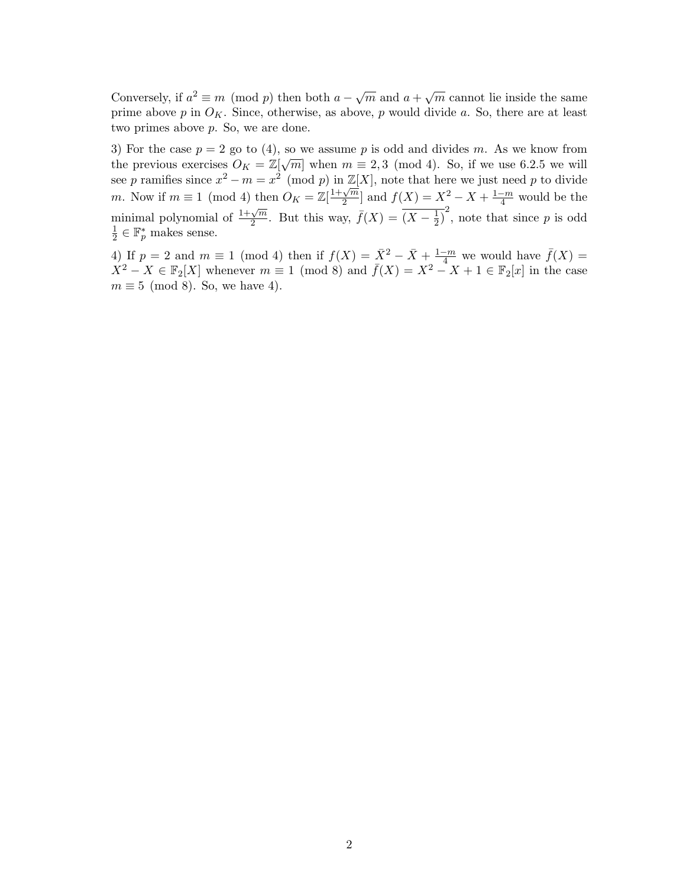Conversely, if $a^2 \equiv m \pmod{p}$ then both $a - \sqrt{m}$ and $a + \sqrt{m}$ cannot lie inside the same prime above $p$ in $O_K$. Since, otherwise, as above, $p$ would divide $a$. So, there are at least two primes above $p$. So, we are done.

3) For the case $p = 2$ go to (4), so we assume $p$ is odd and divides $m$. As we know from the previous exercises $O_K = \mathbb{Z}[\sqrt{m}]$ when $m \equiv 2, 3 \pmod{4}$. So, if we use 6.2.5 we will see $p$ ramifies since $x^2 - m = x^2 \pmod{p}$ in $\mathbb{Z}[X]$, note that here we just need $p$ to divide $m$. Now if $m \equiv 1 \pmod{4}$ then $O_K = \mathbb{Z}[\frac{1+\sqrt{m}}{2}]$ and $f(X) = X^2 - X + \frac{1-m}{4}$ would be the minimal polynomial of $\frac{1+\sqrt{m}}{2}$. But this way, $\bar{f}(X) = \overline{(X - \frac{1}{2})}^2$, note that since $p$ is odd $\frac{1}{2} \in \mathbb{F}_p^*$ makes sense.

4) If $p = 2$ and $m \equiv 1 \pmod{4}$ then if $f(X) = \bar{X}^2 - \bar{X} + \frac{1-m}{4}$ we would have $\bar{f}(X) = X^2 - X \in \mathbb{F}_2[X]$ whenever $m \equiv 1 \pmod{8}$ and $\bar{f}(X) = X^2 - X + 1 \in \mathbb{F}_2[x]$ in the case $m \equiv 5 \pmod{8}$. So, we have 4).